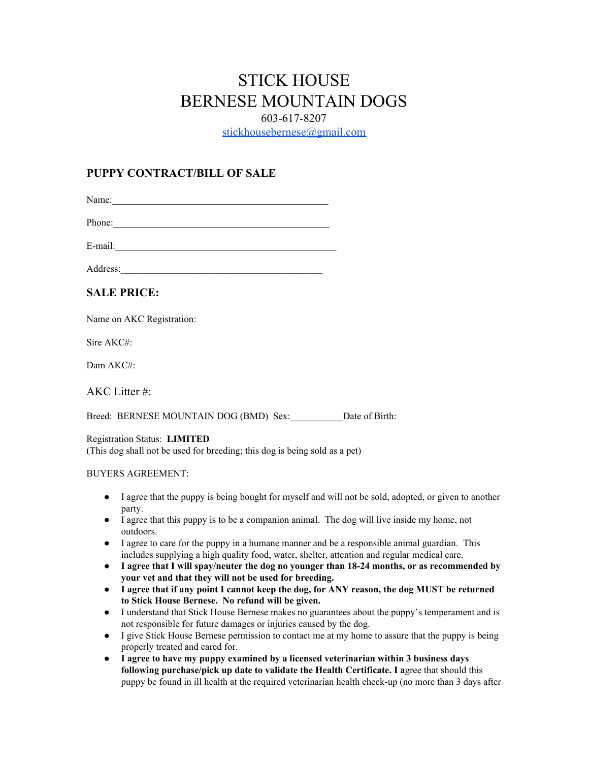# STICK HOUSE
# BERNESE MOUNTAIN DOGS

603-617-8207

stickhousebernese@gmail.com

## PUPPY CONTRACT/BILL OF SALE

Name:_____________________________________________

Phone:_____________________________________________

E-mail:_____________________________________________

Address:__________________________________________

## SALE PRICE:

Name on AKC Registration:

Sire AKC#:

Dam AKC#:

AKC Litter #:

Breed: BERNESE MOUNTAIN DOG (BMD) Sex:___________Date of Birth:

Registration Status: **LIMITED**
(This dog shall not be used for breeding; this dog is being sold as a pet)

BUYERS AGREEMENT:

- I agree that the puppy is being bought for myself and will not be sold, adopted, or given to another party.
- I agree that this puppy is to be a companion animal. The dog will live inside my home, not outdoors.
- I agree to care for the puppy in a humane manner and be a responsible animal guardian. This includes supplying a high quality food, water, shelter, attention and regular medical care.
- **I agree that I will spay/neuter the dog no younger than 18-24 months, or as recommended by your vet and that they will not be used for breeding.**
- **I agree that if any point I cannot keep the dog, for ANY reason, the dog MUST be returned to Stick House Bernese. No refund will be given.**
- I understand that Stick House Bernese makes no guarantees about the puppy's temperament and is not responsible for future damages or injuries caused by the dog.
- I give Stick House Bernese permission to contact me at my home to assure that the puppy is being properly treated and cared for.
- **I agree to have my puppy examined by a licensed veterinarian within 3 business days following purchase/pick up date to validate the Health Certificate. I a**gree that should this puppy be found in ill health at the required veterinarian health check-up (no more than 3 days after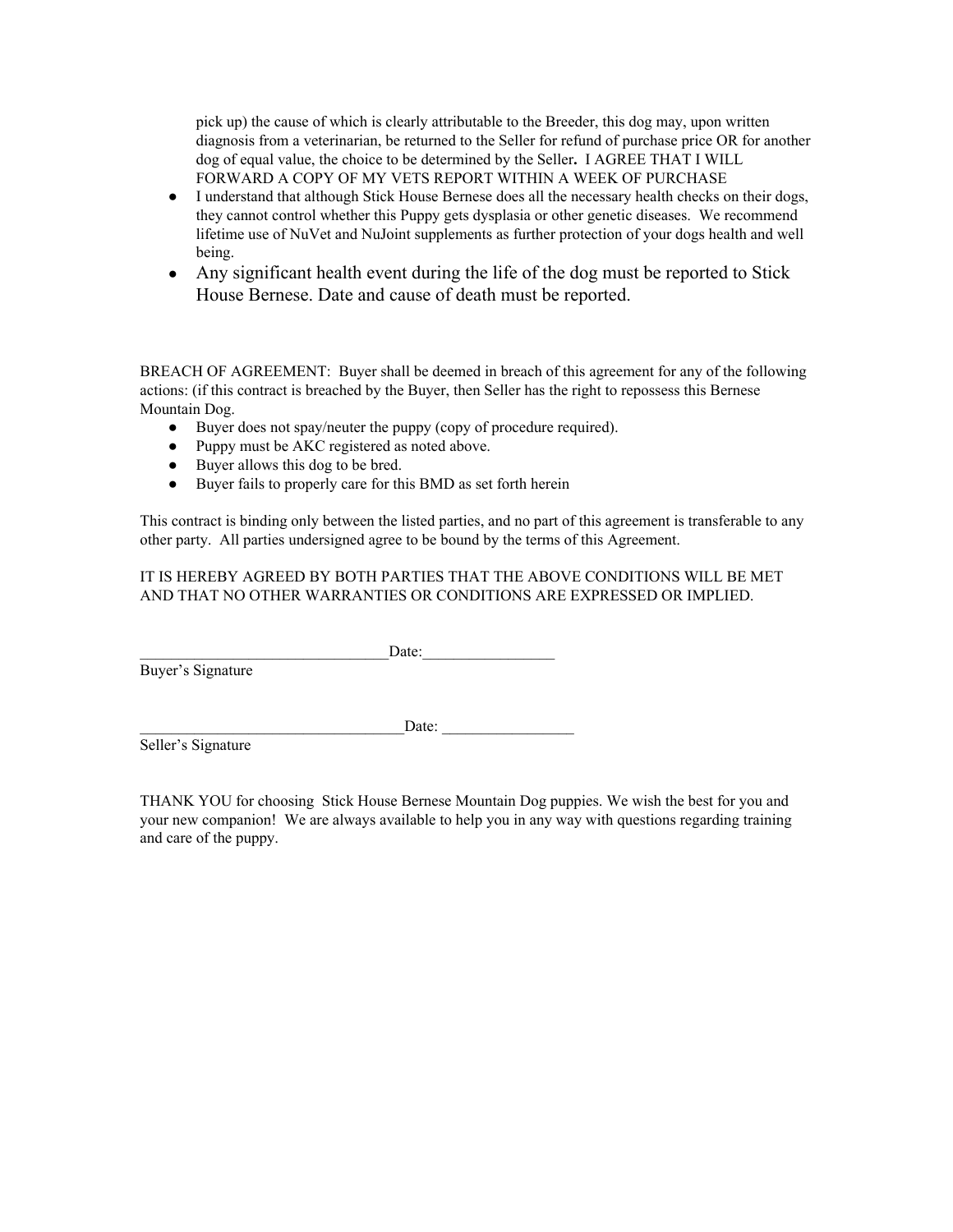pick up) the cause of which is clearly attributable to the Breeder, this dog may, upon written diagnosis from a veterinarian, be returned to the Seller for refund of purchase price OR for another dog of equal value, the choice to be determined by the Seller**.** I AGREE THAT I WILL FORWARD A COPY OF MY VETS REPORT WITHIN A WEEK OF PURCHASE

- I understand that although Stick House Bernese does all the necessary health checks on their dogs, they cannot control whether this Puppy gets dysplasia or other genetic diseases. We recommend lifetime use of NuVet and NuJoint supplements as further protection of your dogs health and well being.
- Any significant health event during the life of the dog must be reported to Stick House Bernese. Date and cause of death must be reported.

BREACH OF AGREEMENT: Buyer shall be deemed in breach of this agreement for any of the following actions: (if this contract is breached by the Buyer, then Seller has the right to repossess this Bernese Mountain Dog.

- Buyer does not spay/neuter the puppy (copy of procedure required).
- Puppy must be AKC registered as noted above.
- Buyer allows this dog to be bred.
- Buyer fails to properly care for this BMD as set forth herein

This contract is binding only between the listed parties, and no part of this agreement is transferable to any other party. All parties undersigned agree to be bound by the terms of this Agreement.

IT IS HEREBY AGREED BY BOTH PARTIES THAT THE ABOVE CONDITIONS WILL BE MET AND THAT NO OTHER WARRANTIES OR CONDITIONS ARE EXPRESSED OR IMPLIED.

_______________________________Date:_________________
Buyer's Signature

_________________________________Date: _________________
Seller's Signature

THANK YOU for choosing Stick House Bernese Mountain Dog puppies. We wish the best for you and your new companion! We are always available to help you in any way with questions regarding training and care of the puppy.